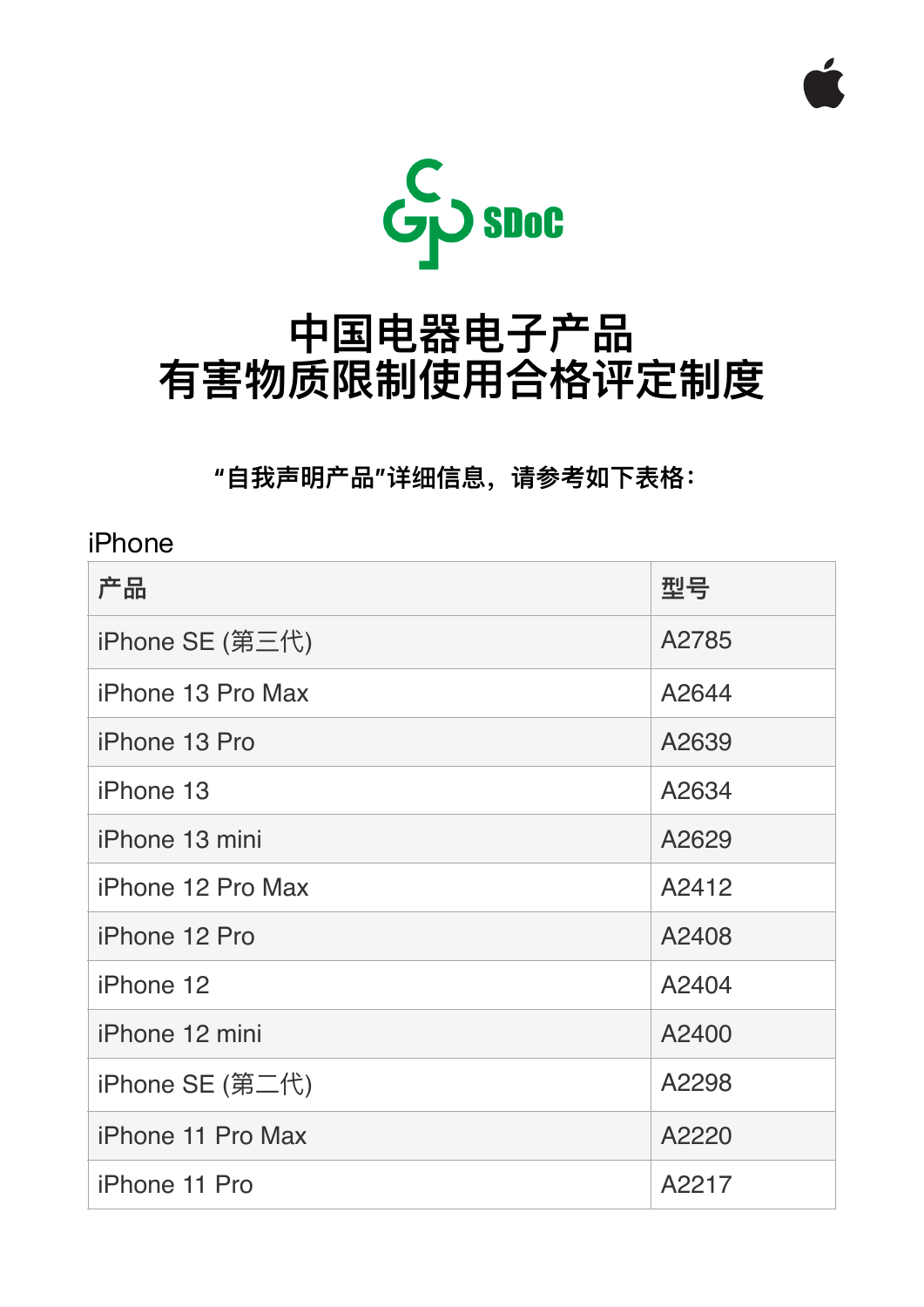SDoC

# 中国电器电子产品
# 有害物质限制使用合格评定制度

**“自我声明产品”详细信息，请参考如下表格：**

## iPhone

| 产品 | 型号 |
| --- | --- |
| iPhone SE (第三代) | A2785 |
| iPhone 13 Pro Max | A2644 |
| iPhone 13 Pro | A2639 |
| iPhone 13 | A2634 |
| iPhone 13 mini | A2629 |
| iPhone 12 Pro Max | A2412 |
| iPhone 12 Pro | A2408 |
| iPhone 12 | A2404 |
| iPhone 12 mini | A2400 |
| iPhone SE (第二代) | A2298 |
| iPhone 11 Pro Max | A2220 |
| iPhone 11 Pro | A2217 |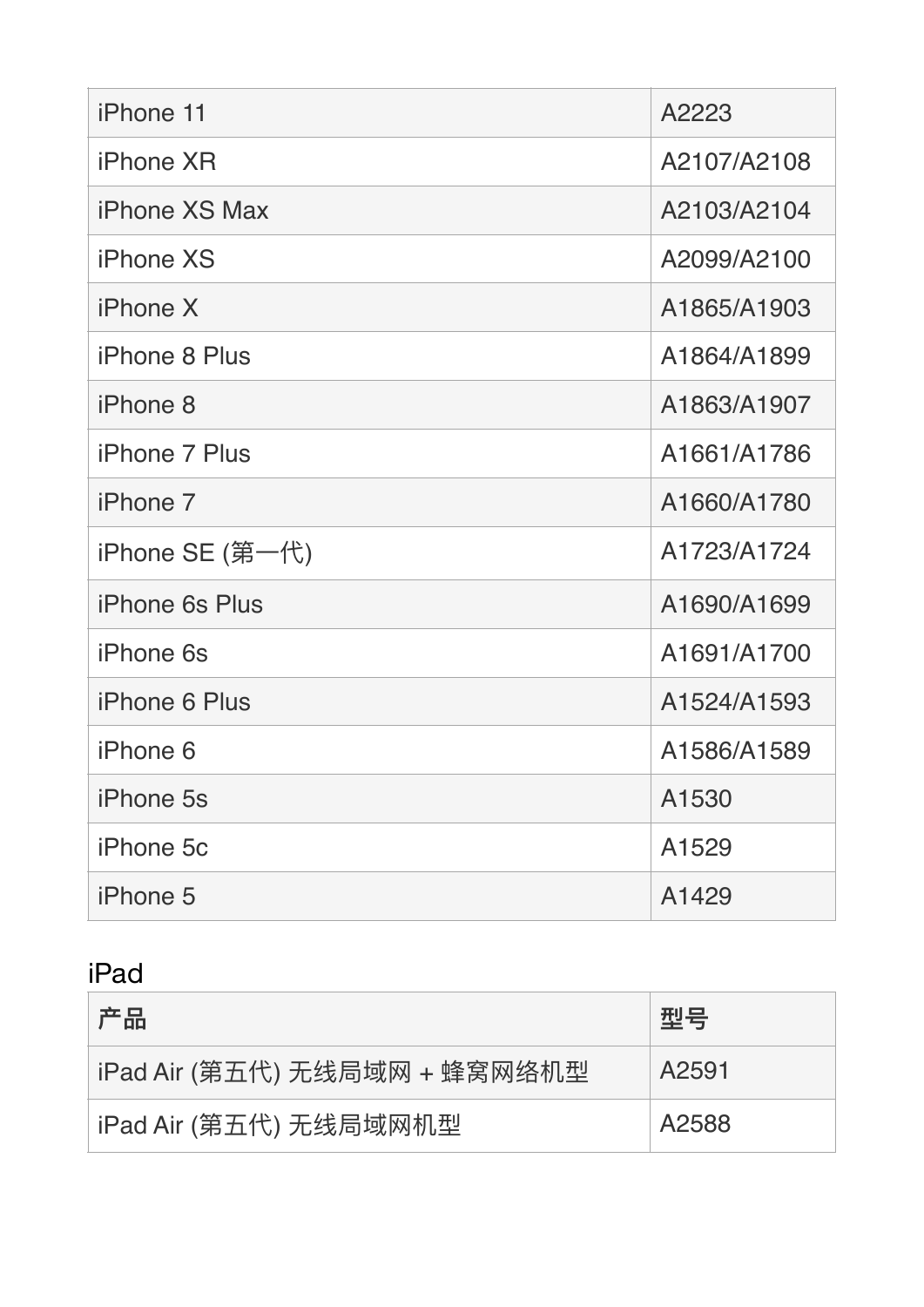| | |
|---|---|
| iPhone 11 | A2223 |
| iPhone XR | A2107/A2108 |
| iPhone XS Max | A2103/A2104 |
| iPhone XS | A2099/A2100 |
| iPhone X | A1865/A1903 |
| iPhone 8 Plus | A1864/A1899 |
| iPhone 8 | A1863/A1907 |
| iPhone 7 Plus | A1661/A1786 |
| iPhone 7 | A1660/A1780 |
| iPhone SE (第一代) | A1723/A1724 |
| iPhone 6s Plus | A1690/A1699 |
| iPhone 6s | A1691/A1700 |
| iPhone 6 Plus | A1524/A1593 |
| iPhone 6 | A1586/A1589 |
| iPhone 5s | A1530 |
| iPhone 5c | A1529 |
| iPhone 5 | A1429 |

## iPad

| 产品 | 型号 |
|---|---|
| iPad Air (第五代) 无线局域网 + 蜂窝网络机型 | A2591 |
| iPad Air (第五代) 无线局域网机型 | A2588 |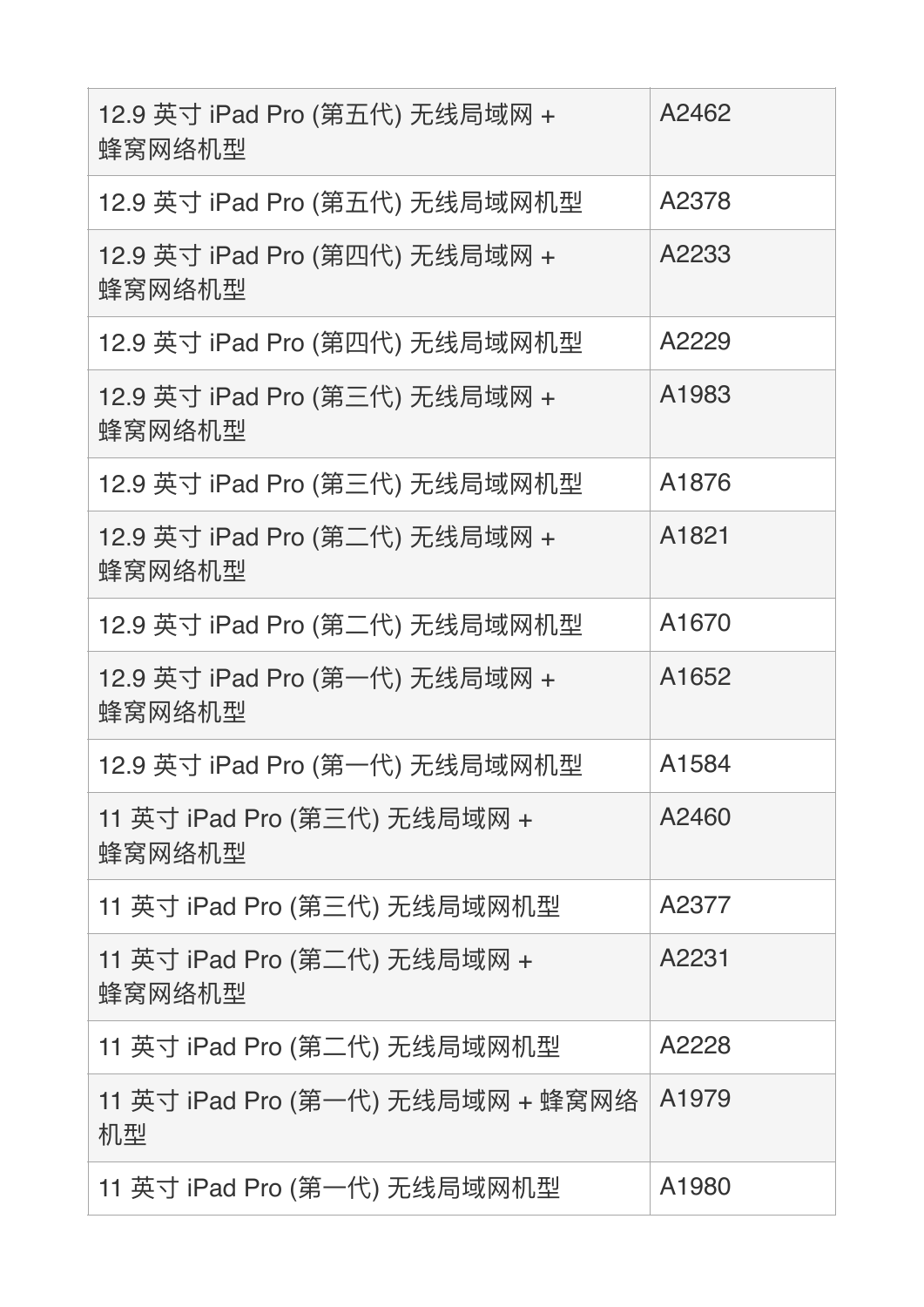| | |
|---|---|
| 12.9 英寸 iPad Pro (第五代) 无线局域网 + 蜂窝网络机型 | A2462 |
| 12.9 英寸 iPad Pro (第五代) 无线局域网机型 | A2378 |
| 12.9 英寸 iPad Pro (第四代) 无线局域网 + 蜂窝网络机型 | A2233 |
| 12.9 英寸 iPad Pro (第四代) 无线局域网机型 | A2229 |
| 12.9 英寸 iPad Pro (第三代) 无线局域网 + 蜂窝网络机型 | A1983 |
| 12.9 英寸 iPad Pro (第三代) 无线局域网机型 | A1876 |
| 12.9 英寸 iPad Pro (第二代) 无线局域网 + 蜂窝网络机型 | A1821 |
| 12.9 英寸 iPad Pro (第二代) 无线局域网机型 | A1670 |
| 12.9 英寸 iPad Pro (第一代) 无线局域网 + 蜂窝网络机型 | A1652 |
| 12.9 英寸 iPad Pro (第一代) 无线局域网机型 | A1584 |
| 11 英寸 iPad Pro (第三代) 无线局域网 + 蜂窝网络机型 | A2460 |
| 11 英寸 iPad Pro (第三代) 无线局域网机型 | A2377 |
| 11 英寸 iPad Pro (第二代) 无线局域网 + 蜂窝网络机型 | A2231 |
| 11 英寸 iPad Pro (第二代) 无线局域网机型 | A2228 |
| 11 英寸 iPad Pro (第一代) 无线局域网 + 蜂窝网络机型 | A1979 |
| 11 英寸 iPad Pro (第一代) 无线局域网机型 | A1980 |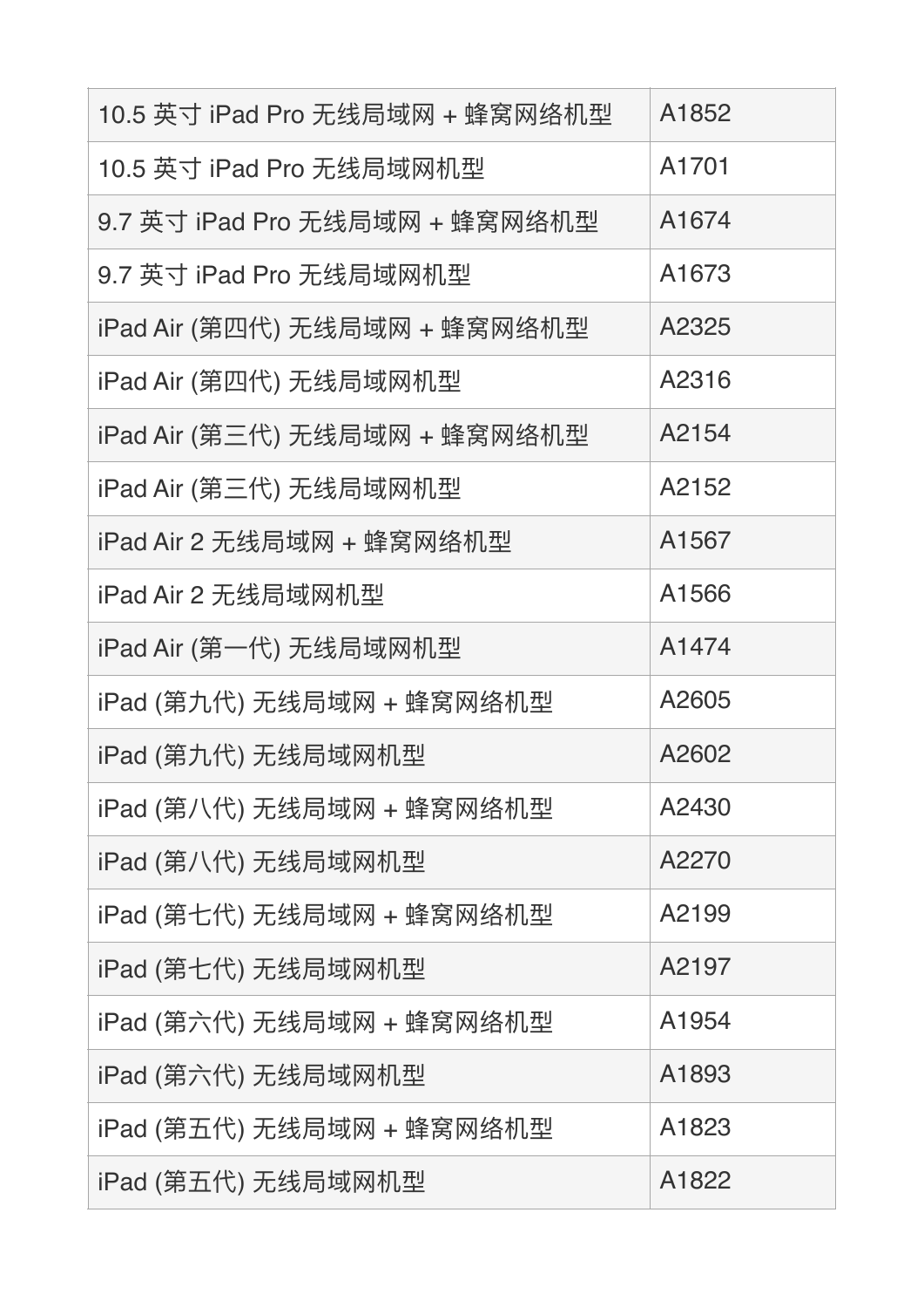| | |
|---|---|
| 10.5 英寸 iPad Pro 无线局域网 + 蜂窝网络机型 | A1852 |
| 10.5 英寸 iPad Pro 无线局域网机型 | A1701 |
| 9.7 英寸 iPad Pro 无线局域网 + 蜂窝网络机型 | A1674 |
| 9.7 英寸 iPad Pro 无线局域网机型 | A1673 |
| iPad Air (第四代) 无线局域网 + 蜂窝网络机型 | A2325 |
| iPad Air (第四代) 无线局域网机型 | A2316 |
| iPad Air (第三代) 无线局域网 + 蜂窝网络机型 | A2154 |
| iPad Air (第三代) 无线局域网机型 | A2152 |
| iPad Air 2 无线局域网 + 蜂窝网络机型 | A1567 |
| iPad Air 2 无线局域网机型 | A1566 |
| iPad Air (第一代) 无线局域网机型 | A1474 |
| iPad (第九代) 无线局域网 + 蜂窝网络机型 | A2605 |
| iPad (第九代) 无线局域网机型 | A2602 |
| iPad (第八代) 无线局域网 + 蜂窝网络机型 | A2430 |
| iPad (第八代) 无线局域网机型 | A2270 |
| iPad (第七代) 无线局域网 + 蜂窝网络机型 | A2199 |
| iPad (第七代) 无线局域网机型 | A2197 |
| iPad (第六代) 无线局域网 + 蜂窝网络机型 | A1954 |
| iPad (第六代) 无线局域网机型 | A1893 |
| iPad (第五代) 无线局域网 + 蜂窝网络机型 | A1823 |
| iPad (第五代) 无线局域网机型 | A1822 |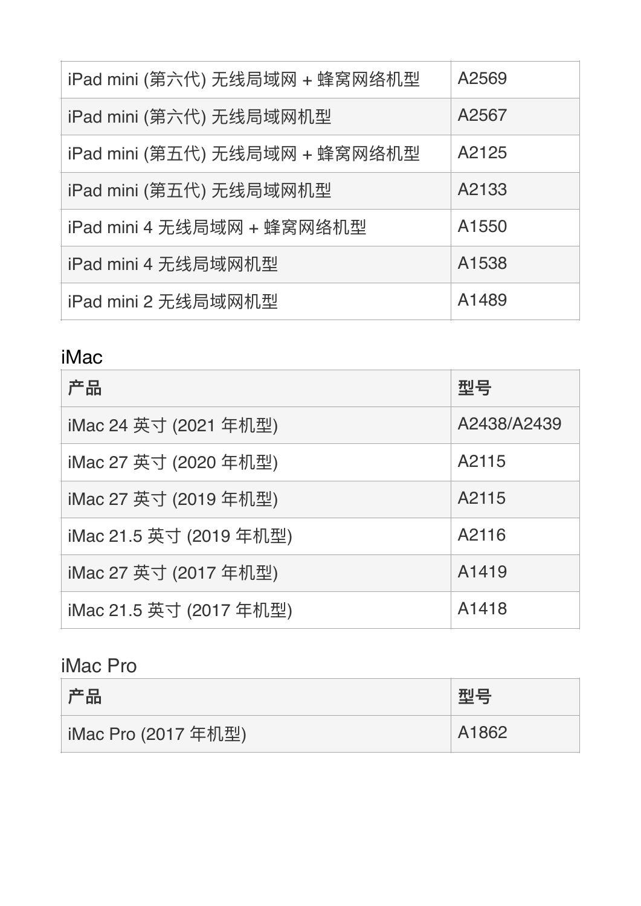| | |
|---|---|
| iPad mini (第六代) 无线局域网 + 蜂窝网络机型 | A2569 |
| iPad mini (第六代) 无线局域网机型 | A2567 |
| iPad mini (第五代) 无线局域网 + 蜂窝网络机型 | A2125 |
| iPad mini (第五代) 无线局域网机型 | A2133 |
| iPad mini 4 无线局域网 + 蜂窝网络机型 | A1550 |
| iPad mini 4 无线局域网机型 | A1538 |
| iPad mini 2 无线局域网机型 | A1489 |

## iMac

| 产品 | 型号 |
|---|---|
| iMac 24 英寸 (2021 年机型) | A2438/A2439 |
| iMac 27 英寸 (2020 年机型) | A2115 |
| iMac 27 英寸 (2019 年机型) | A2115 |
| iMac 21.5 英寸 (2019 年机型) | A2116 |
| iMac 27 英寸 (2017 年机型) | A1419 |
| iMac 21.5 英寸 (2017 年机型) | A1418 |

## iMac Pro

| 产品 | 型号 |
|---|---|
| iMac Pro (2017 年机型) | A1862 |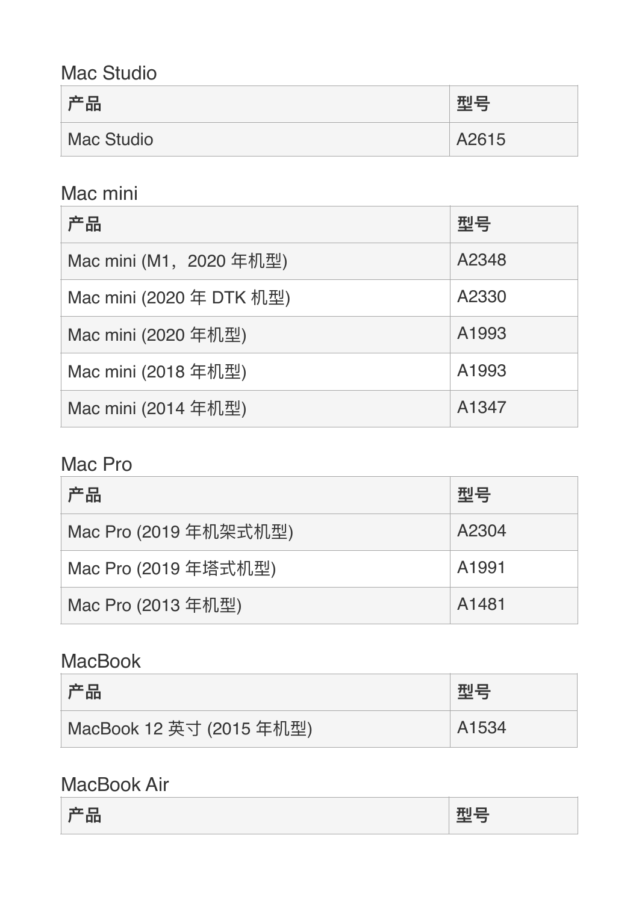## Mac Studio

| 产品 | 型号 |
| --- | --- |
| Mac Studio | A2615 |

## Mac mini

| 产品 | 型号 |
| --- | --- |
| Mac mini (M1，2020 年机型) | A2348 |
| Mac mini (2020 年 DTK 机型) | A2330 |
| Mac mini (2020 年机型) | A1993 |
| Mac mini (2018 年机型) | A1993 |
| Mac mini (2014 年机型) | A1347 |

## Mac Pro

| 产品 | 型号 |
| --- | --- |
| Mac Pro (2019 年机架式机型) | A2304 |
| Mac Pro (2019 年塔式机型) | A1991 |
| Mac Pro (2013 年机型) | A1481 |

## MacBook

| 产品 | 型号 |
| --- | --- |
| MacBook 12 英寸 (2015 年机型) | A1534 |

## MacBook Air

| 产品 | 型号 |
| --- | --- |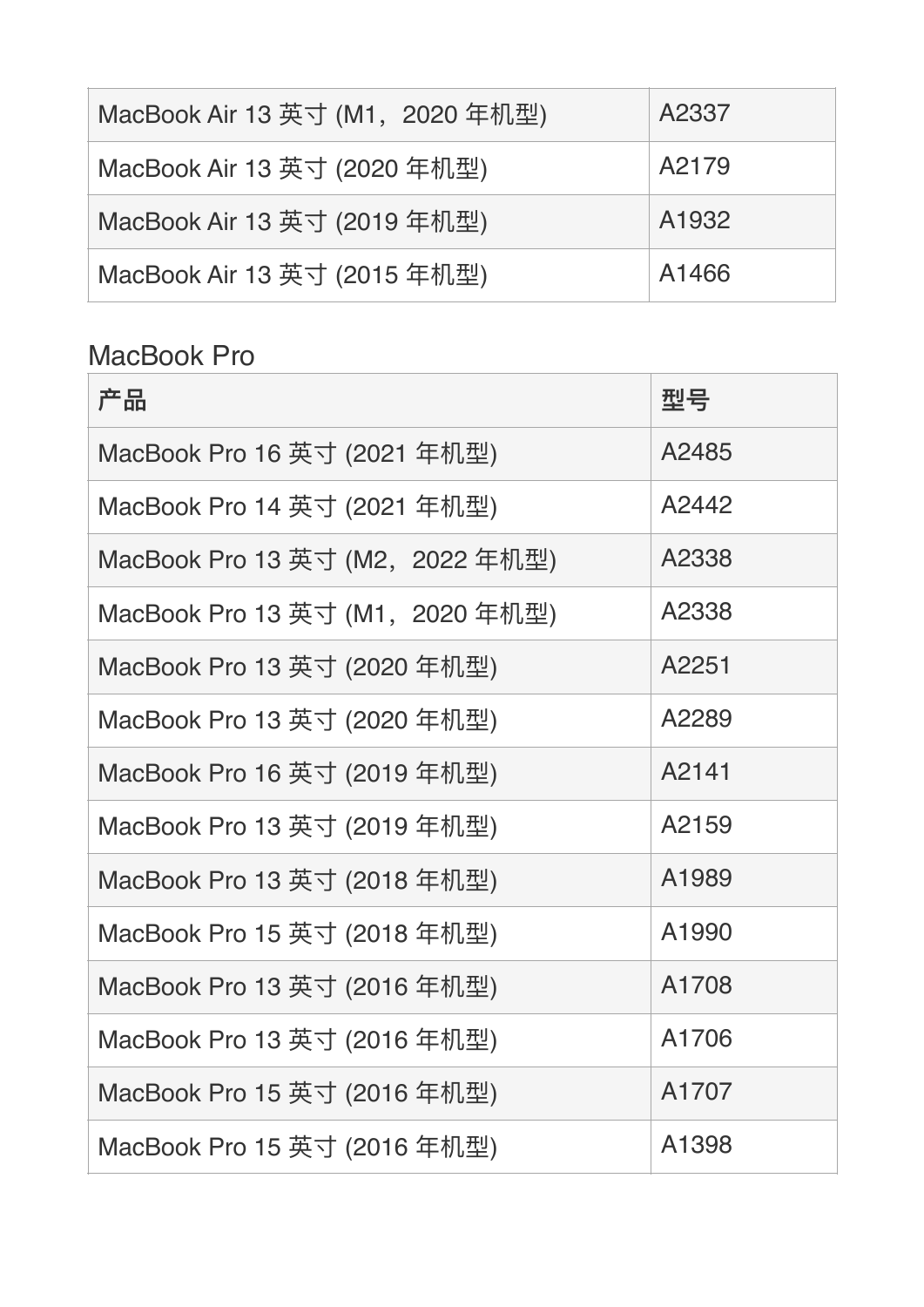| | |
|---|---|
| MacBook Air 13 英寸 (M1，2020 年机型) | A2337 |
| MacBook Air 13 英寸 (2020 年机型) | A2179 |
| MacBook Air 13 英寸 (2019 年机型) | A1932 |
| MacBook Air 13 英寸 (2015 年机型) | A1466 |

## MacBook Pro

| 产品 | 型号 |
|---|---|
| MacBook Pro 16 英寸 (2021 年机型) | A2485 |
| MacBook Pro 14 英寸 (2021 年机型) | A2442 |
| MacBook Pro 13 英寸 (M2，2022 年机型) | A2338 |
| MacBook Pro 13 英寸 (M1，2020 年机型) | A2338 |
| MacBook Pro 13 英寸 (2020 年机型) | A2251 |
| MacBook Pro 13 英寸 (2020 年机型) | A2289 |
| MacBook Pro 16 英寸 (2019 年机型) | A2141 |
| MacBook Pro 13 英寸 (2019 年机型) | A2159 |
| MacBook Pro 13 英寸 (2018 年机型) | A1989 |
| MacBook Pro 15 英寸 (2018 年机型) | A1990 |
| MacBook Pro 13 英寸 (2016 年机型) | A1708 |
| MacBook Pro 13 英寸 (2016 年机型) | A1706 |
| MacBook Pro 15 英寸 (2016 年机型) | A1707 |
| MacBook Pro 15 英寸 (2016 年机型) | A1398 |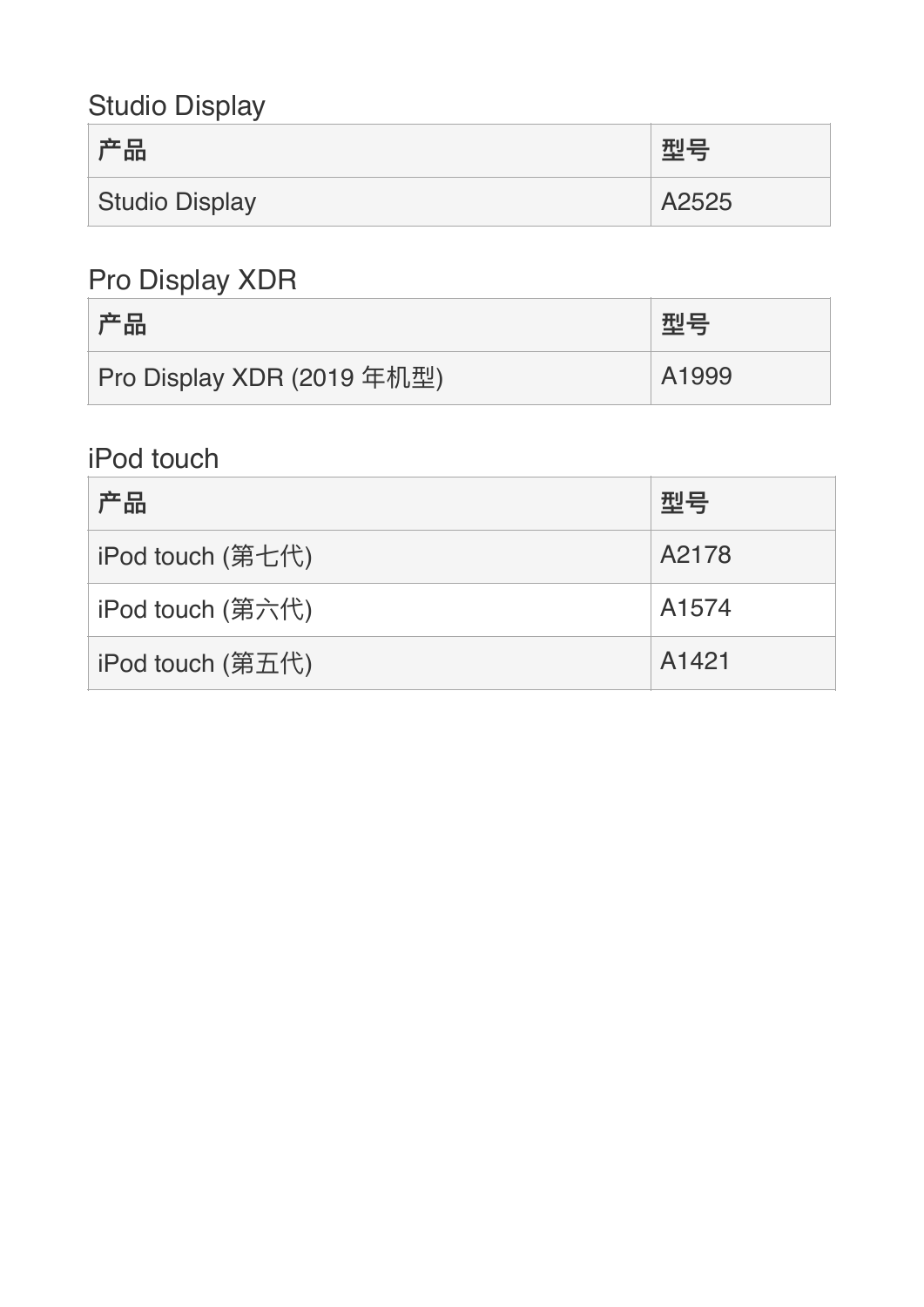## Studio Display

| 产品 | 型号 |
| --- | --- |
| Studio Display | A2525 |

## Pro Display XDR

| 产品 | 型号 |
| --- | --- |
| Pro Display XDR (2019 年机型) | A1999 |

## iPod touch

| 产品 | 型号 |
| --- | --- |
| iPod touch (第七代) | A2178 |
| iPod touch (第六代) | A1574 |
| iPod touch (第五代) | A1421 |